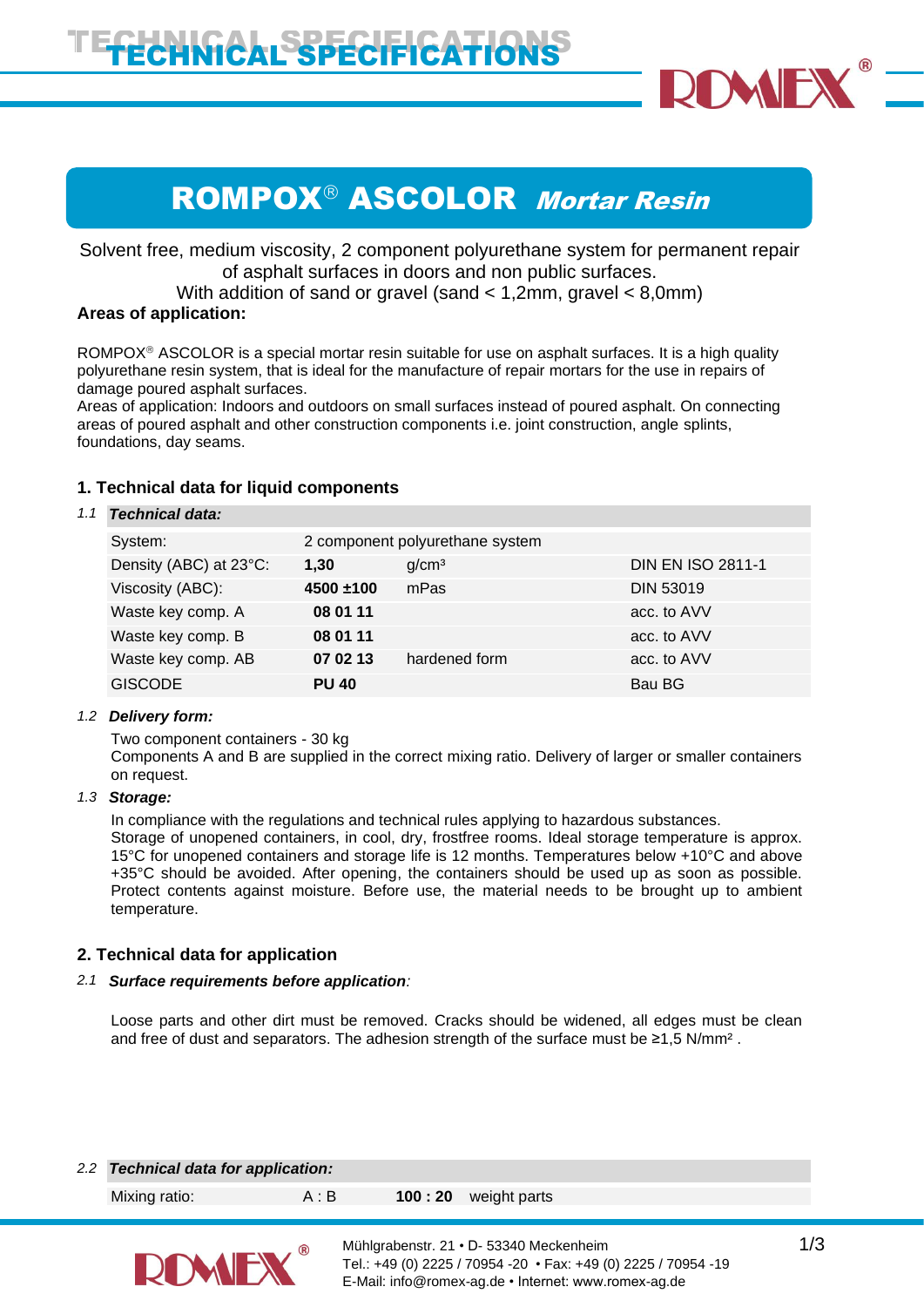# TECHNICAL SPECIFICATIONS

## ROMPOX® ASCOLOR *Mortar Resin*

Solvent free, medium viscosity, 2 component polyurethane system for permanent repair of asphalt surfaces in doors and non public surfaces.
With addition of sand or gravel (sand < 1,2mm, gravel < 8,0mm)

**Areas of application:**

ROMPOX® ASCOLOR is a special mortar resin suitable for use on asphalt surfaces. It is a high quality polyurethane resin system, that is ideal for the manufacture of repair mortars for the use in repairs of damage poured asphalt surfaces.
Areas of application: Indoors and outdoors on small surfaces instead of poured asphalt. On connecting areas of poured asphalt and other construction components i.e. joint construction, angle splints, foundations, day seams.

### 1. Technical data for liquid components

*1.1* ***Technical data:***

| | | | |
|---|---|---|---|
| System: | 2 component polyurethane system | | |
| Density (ABC) at 23°C: | **1,30** | g/cm³ | DIN EN ISO 2811-1 |
| Viscosity (ABC): | **4500 ±100** | mPas | DIN 53019 |
| Waste key comp. A | **08 01 11** | | acc. to AVV |
| Waste key comp. B | **08 01 11** | | acc. to AVV |
| Waste key comp. AB | **07 02 13** | hardened form | acc. to AVV |
| GISCODE | **PU 40** | | Bau BG |

*1.2* ***Delivery form:***

Two component containers - 30 kg
Components A and B are supplied in the correct mixing ratio. Delivery of larger or smaller containers on request.

*1.3* ***Storage:***

In compliance with the regulations and technical rules applying to hazardous substances.
Storage of unopened containers, in cool, dry, frostfree rooms. Ideal storage temperature is approx. 15°C for unopened containers and storage life is 12 months. Temperatures below +10°C and above +35°C should be avoided. After opening, the containers should be used up as soon as possible. Protect contents against moisture. Before use, the material needs to be brought up to ambient temperature.

### 2. Technical data for application

*2.1* ***Surface requirements before application****:*

Loose parts and other dirt must be removed. Cracks should be widened, all edges must be clean and free of dust and separators. The adhesion strength of the surface must be ≥1,5 N/mm² .

*2.2* ***Technical data for application:***

| | | | |
|---|---|---|---|
| Mixing ratio: | A : B | **100 : 20** | weight parts |

Mühlgrabenstr. 21 • D- 53340 Meckenheim
Tel.: +49 (0) 2225 / 70954 -20 • Fax: +49 (0) 2225 / 70954 -19
E-Mail: info@romex-ag.de • Internet: www.romex-ag.de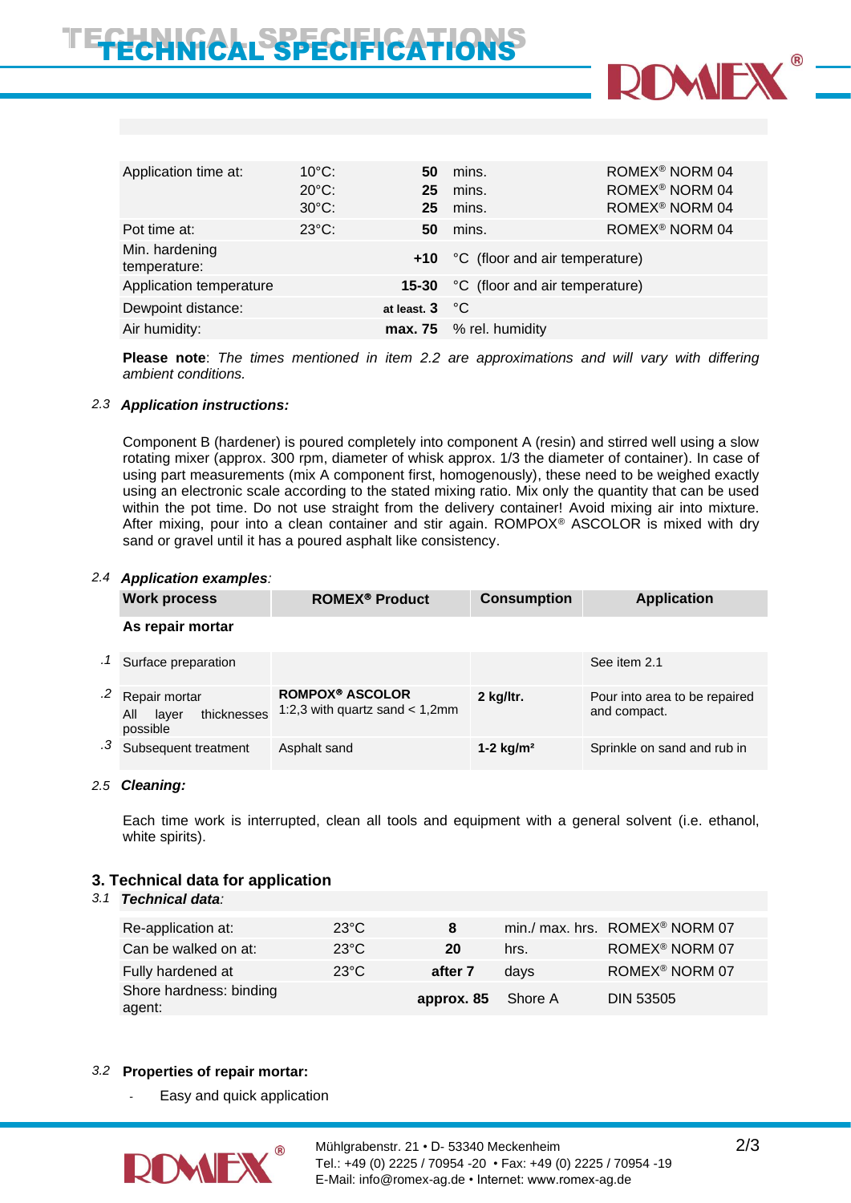| | | | | |
|---|---|---|---|---|
| Application time at: | 10°C: | **50** | mins. | ROMEX® NORM 04 |
| | 20°C: | **25** | mins. | ROMEX® NORM 04 |
| | 30°C: | **25** | mins. | ROMEX® NORM 04 |
| Pot time at: | 23°C: | **50** | mins. | ROMEX® NORM 04 |
| Min. hardening temperature: | | **+10** | °C (floor and air temperature) | |
| Application temperature | | **15-30** | °C (floor and air temperature) | |
| Dewpoint distance: | | at least. **3** | °C | |
| Air humidity: | | **max. 75** | % rel. humidity | |

**Please note**: *The times mentioned in item 2.2 are approximations and will vary with differing ambient conditions.*

### 2.3 *Application instructions:*

Component B (hardener) is poured completely into component A (resin) and stirred well using a slow rotating mixer (approx. 300 rpm, diameter of whisk approx. 1/3 the diameter of container). In case of using part measurements (mix A component first, homogenously), these need to be weighed exactly using an electronic scale according to the stated mixing ratio. Mix only the quantity that can be used within the pot time. Do not use straight from the delivery container! Avoid mixing air into mixture. After mixing, pour into a clean container and stir again. ROMPOX® ASCOLOR is mixed with dry sand or gravel until it has a poured asphalt like consistency.

### 2.4 *Application examples:*

| | Work process | ROMEX® Product | Consumption | Application |
|---|---|---|---|---|
| | **As repair mortar** | | | |
| .1 | Surface preparation | | | See item 2.1 |
| .2 | Repair mortar<br>All layer thicknesses possible | **ROMPOX® ASCOLOR**<br>1:2,3 with quartz sand < 1,2mm | **2 kg/ltr.** | Pour into area to be repaired and compact. |
| .3 | Subsequent treatment | Asphalt sand | **1-2 kg/m²** | Sprinkle on sand and rub in |

### 2.5 *Cleaning:*

Each time work is interrupted, clean all tools and equipment with a general solvent (i.e. ethanol, white spirits).

## 3. Technical data for application

### 3.1 *Technical data:*

| | | | | |
|---|---|---|---|---|
| Re-application at: | 23°C | **8** | min./ max. hrs. | ROMEX® NORM 07 |
| Can be walked on at: | 23°C | **20** | hrs. | ROMEX® NORM 07 |
| Fully hardened at | 23°C | **after 7** | days | ROMEX® NORM 07 |
| Shore hardness: binding agent: | | **approx. 85** | Shore A | DIN 53505 |

### 3.2 **Properties of repair mortar:**

- Easy and quick application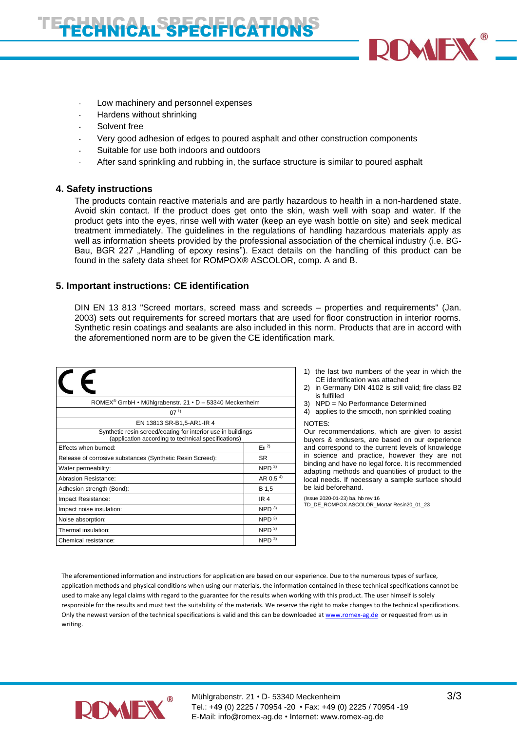- Low machinery and personnel expenses
- Hardens without shrinking
- Solvent free
- Very good adhesion of edges to poured asphalt and other construction components
- Suitable for use both indoors and outdoors
- After sand sprinkling and rubbing in, the surface structure is similar to poured asphalt

## 4. Safety instructions

The products contain reactive materials and are partly hazardous to health in a non-hardened state. Avoid skin contact. If the product does get onto the skin, wash well with soap and water. If the product gets into the eyes, rinse well with water (keep an eye wash bottle on site) and seek medical treatment immediately. The guidelines in the regulations of handling hazardous materials apply as well as information sheets provided by the professional association of the chemical industry (i.e. BG-Bau, BGR 227 „Handling of epoxy resins"). Exact details on the handling of this product can be found in the safety data sheet for ROMPOX® ASCOLOR, comp. A and B.

## 5. Important instructions: CE identification

DIN EN 13 813 "Screed mortars, screed mass and screeds – properties and requirements" (Jan. 2003) sets out requirements for screed mortars that are used for floor construction in interior rooms. Synthetic resin coatings and sealants are also included in this norm. Products that are in accord with the aforementioned norm are to be given the CE identification mark.

| CE | |
|---|---|
| ROMEX® GmbH • Mühlgrabenstr. 21 • D – 53340 Meckenheim | |
| 07 [1] | |
| EN 13813 SR-B1,5-AR1-IR 4 | |
| Synthetic resin screed/coating for interior use in buildings (application according to technical specifications) | |
| Effects when burned: | $E_{fl}$ [2] |
| Release of corrosive substances (Synthetic Resin Screed): | SR |
| Water permeability: | NPD [3] |
| Abrasion Resistance: | AR 0,5 [4] |
| Adhesion strength (Bond): | B 1,5 |
| Impact Resistance: | IR 4 |
| Impact noise insulation: | NPD [3] |
| Noise absorption: | NPD [3] |
| Thermal insulation: | NPD [3] |
| Chemical resistance: | NPD [3] |

1) the last two numbers of the year in which the CE identification was attached
2) in Germany DIN 4102 is still valid; fire class B2 is fulfilled
3) NPD = No Performance Determined
4) applies to the smooth, non sprinkled coating

NOTES:
Our recommendations, which are given to assist buyers & endusers, are based on our experience and correspond to the current levels of knowledge in science and practice, however they are not binding and have no legal force. It is recommended adapting methods and quantities of product to the local needs. If necessary a sample surface should be laid beforehand.

(Issue 2020-01-23) bä, hb rev 16
TD_DE_ROMPOX ASCOLOR_Mortar Resin20_01_23

The aforementioned information and instructions for application are based on our experience. Due to the numerous types of surface, application methods and physical conditions when using our materials, the information contained in these technical specifications cannot be used to make any legal claims with regard to the guarantee for the results when working with this product. The user himself is solely responsible for the results and must test the suitability of the materials. We reserve the right to make changes to the technical specifications. Only the newest version of the technical specifications is valid and this can be downloaded at www.romex-ag.de or requested from us in writing.

Mühlgrabenstr. 21 • D- 53340 Meckenheim
Tel.: +49 (0) 2225 / 70954 -20 • Fax: +49 (0) 2225 / 70954 -19
E-Mail: info@romex-ag.de • Internet: www.romex-ag.de